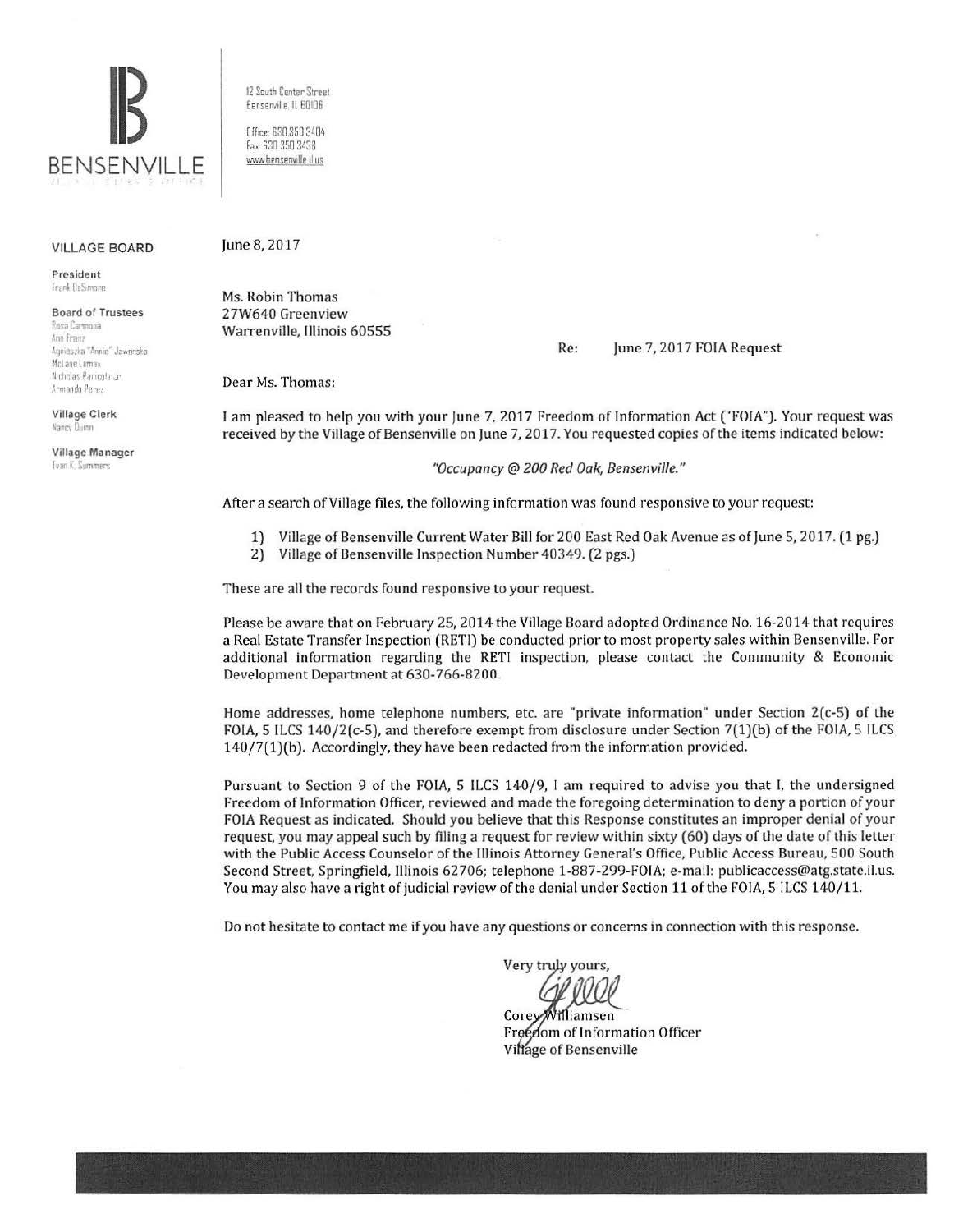BENSENVILLE

12 South Center Street
Bensenville, IL 60106

Office: 630.350.3404
Fax: 630.350.3438
www.bensenville.il.us

**VILLAGE BOARD**

**President**
Frank DeSimone

**Board of Trustees**
Rosa Carmona
Ann Franz
Agnieszka "Annie" Jaworska
McLane Lomax
Nicholas Panicola Jr.
Armando Perez

**Village Clerk**
Nancy Quinn

**Village Manager**
Evan K. Summers

June 8, 2017

Ms. Robin Thomas
27W640 Greenview
Warrenville, Illinois 60555

Re: June 7, 2017 FOIA Request

Dear Ms. Thomas:

I am pleased to help you with your June 7, 2017 Freedom of Information Act ("FOIA"). Your request was received by the Village of Bensenville on June 7, 2017. You requested copies of the items indicated below:

*"Occupancy @ 200 Red Oak, Bensenville."*

After a search of Village files, the following information was found responsive to your request:

1) Village of Bensenville Current Water Bill for 200 East Red Oak Avenue as of June 5, 2017. (1 pg.)
2) Village of Bensenville Inspection Number 40349. (2 pgs.)

These are all the records found responsive to your request.

Please be aware that on February 25, 2014 the Village Board adopted Ordinance No. 16-2014 that requires a Real Estate Transfer Inspection (RETI) be conducted prior to most property sales within Bensenville. For additional information regarding the RETI inspection, please contact the Community & Economic Development Department at 630-766-8200.

Home addresses, home telephone numbers, etc. are "private information" under Section 2(c-5) of the FOIA, 5 ILCS 140/2(c-5), and therefore exempt from disclosure under Section 7(1)(b) of the FOIA, 5 ILCS 140/7(1)(b). Accordingly, they have been redacted from the information provided.

Pursuant to Section 9 of the FOIA, 5 ILCS 140/9, I am required to advise you that I, the undersigned Freedom of Information Officer, reviewed and made the foregoing determination to deny a portion of your FOIA Request as indicated. Should you believe that this Response constitutes an improper denial of your request, you may appeal such by filing a request for review within sixty (60) days of the date of this letter with the Public Access Counselor of the Illinois Attorney General's Office, Public Access Bureau, 500 South Second Street, Springfield, Illinois 62706; telephone 1-887-299-FOIA; e-mail: publicaccess@atg.state.il.us. You may also have a right of judicial review of the denial under Section 11 of the FOIA, 5 ILCS 140/11.

Do not hesitate to contact me if you have any questions or concerns in connection with this response.

Very truly yours,

Corey Williamsen
Freedom of Information Officer
Village of Bensenville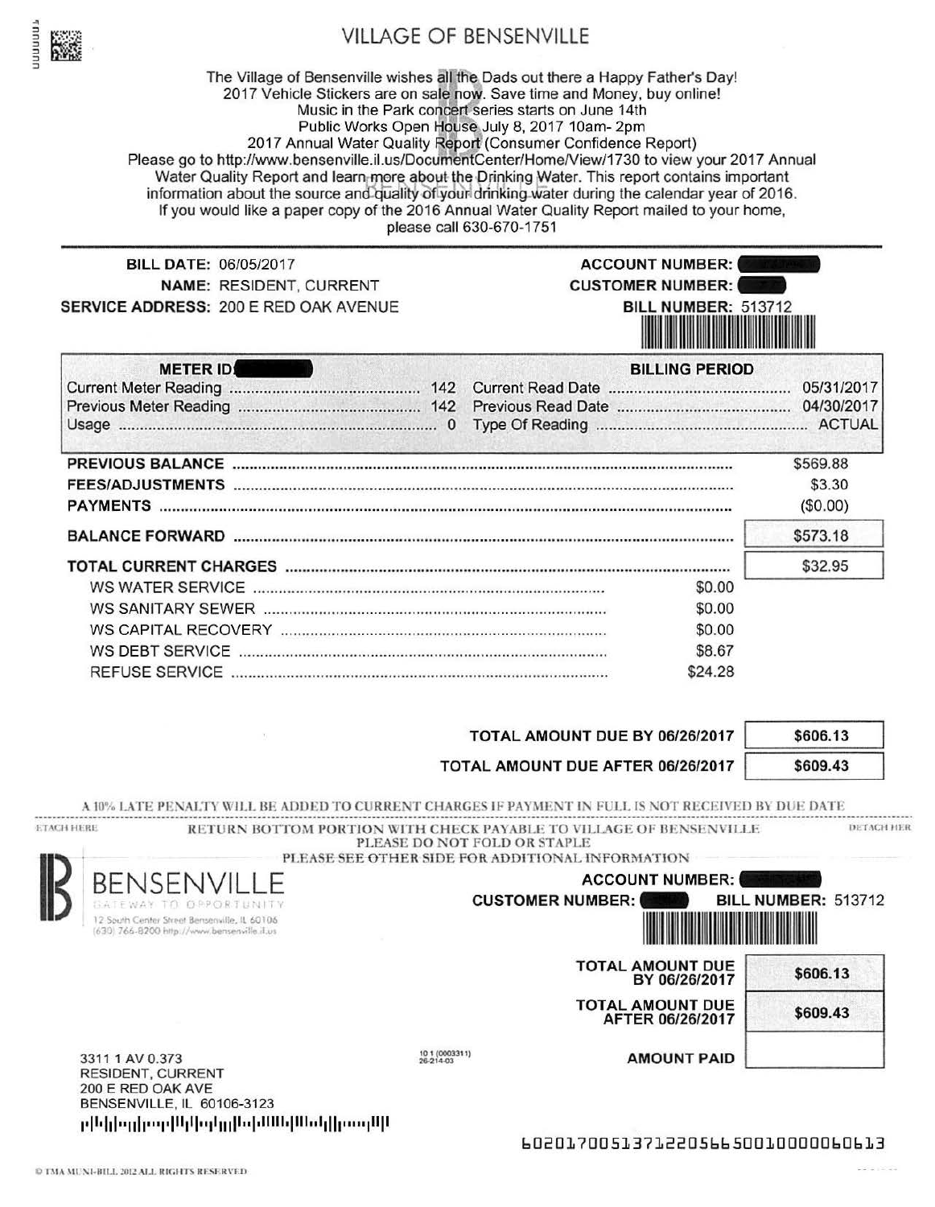# VILLAGE OF BENSENVILLE

The Village of Bensenville wishes all the Dads out there a Happy Father's Day!
2017 Vehicle Stickers are on sale now. Save time and Money, buy online!
Music in the Park concert series starts on June 14th
Public Works Open House July 8, 2017 10am- 2pm
2017 Annual Water Quality Report (Consumer Confidence Report)
Please go to http://www.bensenville.il.us/DocumentCenter/Home/View/1730 to view your 2017 Annual Water Quality Report and learn more about the Drinking Water. This report contains important information about the source and quality of your drinking water during the calendar year of 2016.
If you would like a paper copy of the 2016 Annual Water Quality Report mailed to your home, please call 630-670-1751

**BILL DATE:** 06/05/2017
**NAME:** RESIDENT, CURRENT
**SERVICE ADDRESS:** 200 E RED OAK AVENUE

**ACCOUNT NUMBER:** [redacted]
**CUSTOMER NUMBER:** [redacted]
**BILL NUMBER:** 513712

| METER ID: [redacted] | | BILLING PERIOD | |
|---|---|---|---|
| Current Meter Reading | 142 | Current Read Date | 05/31/2017 |
| Previous Meter Reading | 142 | Previous Read Date | 04/30/2017 |
| Usage | 0 | Type Of Reading | ACTUAL |

| | | |
|---|---|---|
| **PREVIOUS BALANCE** | | $569.88 |
| **FEES/ADJUSTMENTS** | | $3.30 |
| **PAYMENTS** | | ($0.00) |
| **BALANCE FORWARD** | | $573.18 |
| **TOTAL CURRENT CHARGES** | | $32.95 |
| WS WATER SERVICE | $0.00 | |
| WS SANITARY SEWER | $0.00 | |
| WS CAPITAL RECOVERY | $0.00 | |
| WS DEBT SERVICE | $8.67 | |
| REFUSE SERVICE | $24.28 | |

| | |
|---|---|
| **TOTAL AMOUNT DUE BY 06/26/2017** | **$606.13** |
| **TOTAL AMOUNT DUE AFTER 06/26/2017** | **$609.43** |

A 10% LATE PENALTY WILL BE ADDED TO CURRENT CHARGES IF PAYMENT IN FULL IS NOT RECEIVED BY DUE DATE

DETACH HERE — RETURN BOTTOM PORTION WITH CHECK PAYABLE TO VILLAGE OF BENSENVILLE — DETACH HERE
PLEASE DO NOT FOLD OR STAPLE
PLEASE SEE OTHER SIDE FOR ADDITIONAL INFORMATION

**BENSENVILLE**
GATEWAY TO OPPORTUNITY
12 South Center Street Bensenville, IL 60106
(630) 766-8200 http://www.bensenville.il.us

**ACCOUNT NUMBER:** [redacted]
**CUSTOMER NUMBER:** [redacted] **BILL NUMBER:** 513712

| | |
|---|---|
| **TOTAL AMOUNT DUE BY 06/26/2017** | **$606.13** |
| **TOTAL AMOUNT DUE AFTER 06/26/2017** | **$609.43** |
| **AMOUNT PAID** | |

3311 1 AV 0.373
RESIDENT, CURRENT
200 E RED OAK AVE
BENSENVILLE, IL 60106-3123

10 1 (0003311)
26-214-03

602017005137122056650010000060613

© TMA MUNI-BILL 2012 ALL RIGHTS RESERVED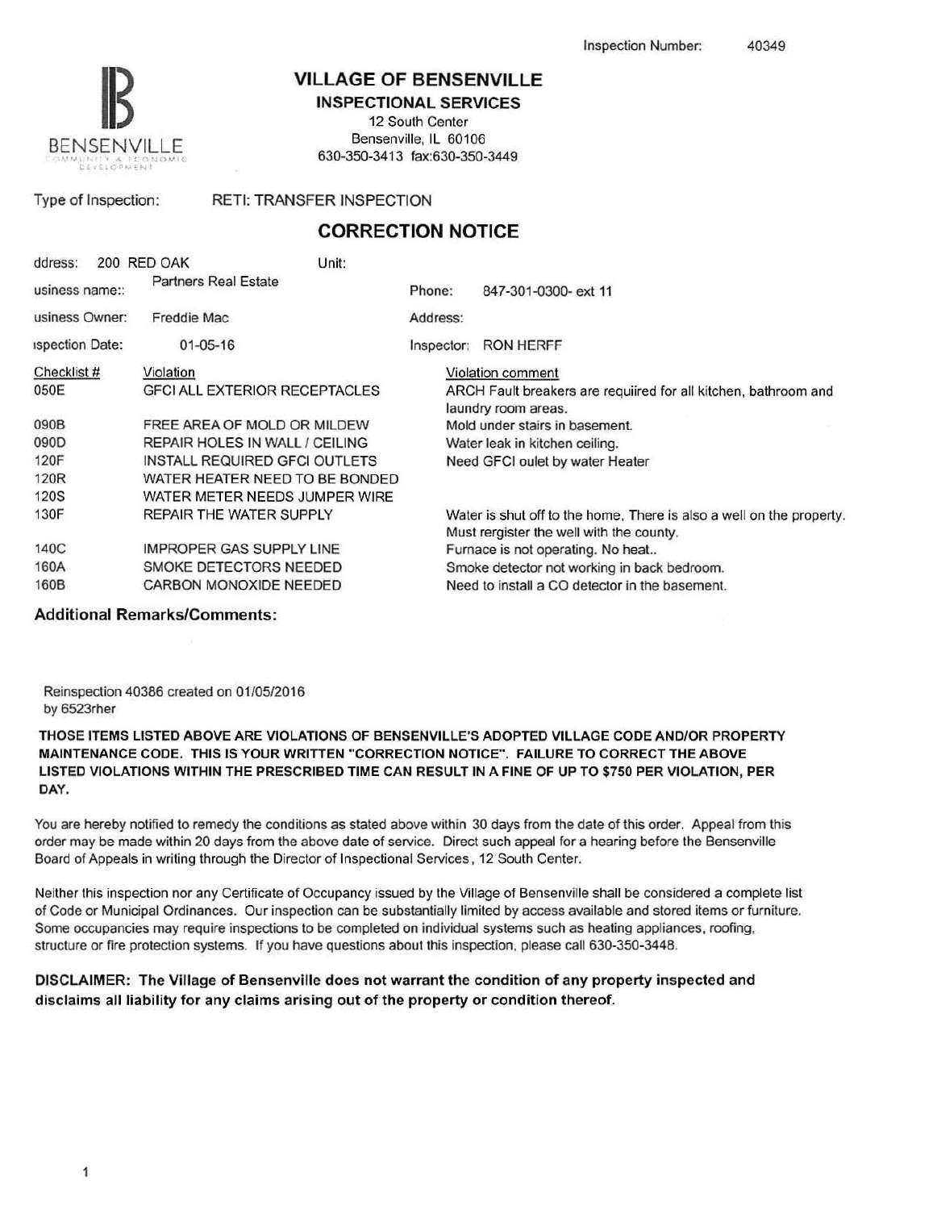Inspection Number: 40349

# VILLAGE OF BENSENVILLE

## INSPECTIONAL SERVICES

12 South Center
Bensenville, IL 60106
630-350-3413 fax:630-350-3449

BENSENVILLE COMMUNITY & ECONOMIC DEVELOPMENT

Type of Inspection: RETI: TRANSFER INSPECTION

## CORRECTION NOTICE

ddress: 200 RED OAK Unit:

usiness name:: Partners Real Estate Phone: 847-301-0300- ext 11

usiness Owner: Freddie Mac Address:

ıspection Date: 01-05-16 Inspector: RON HERFF

| Checklist # | Violation | Violation comment |
|---|---|---|
| 050E | GFCI ALL EXTERIOR RECEPTACLES | ARCH Fault breakers are requiired for all kitchen, bathroom and laundry room areas. |
| 090B | FREE AREA OF MOLD OR MILDEW | Mold under stairs in basement. |
| 090D | REPAIR HOLES IN WALL / CEILING | Water leak in kitchen ceiling. |
| 120F | INSTALL REQUIRED GFCI OUTLETS | Need GFCI oulet by water Heater |
| 120R | WATER HEATER NEED TO BE BONDED | |
| 120S | WATER METER NEEDS JUMPER WIRE | |
| 130F | REPAIR THE WATER SUPPLY | Water is shut off to the home, There is also a well on the property. Must rergister the well with the county. |
| 140C | IMPROPER GAS SUPPLY LINE | Furnace is not operating. No heat.. |
| 160A | SMOKE DETECTORS NEEDED | Smoke detector not working in back bedroom. |
| 160B | CARBON MONOXIDE NEEDED | Need to install a CO detector in the basement. |

**Additional Remarks/Comments:**

Reinspection 40386 created on 01/05/2016
by 6523rher

**THOSE ITEMS LISTED ABOVE ARE VIOLATIONS OF BENSENVILLE'S ADOPTED VILLAGE CODE AND/OR PROPERTY MAINTENANCE CODE. THIS IS YOUR WRITTEN "CORRECTION NOTICE". FAILURE TO CORRECT THE ABOVE LISTED VIOLATIONS WITHIN THE PRESCRIBED TIME CAN RESULT IN A FINE OF UP TO $750 PER VIOLATION, PER DAY.**

You are hereby notified to remedy the conditions as stated above within 30 days from the date of this order. Appeal from this order may be made within 20 days from the above date of service. Direct such appeal for a hearing before the Bensenville Board of Appeals in writing through the Director of Inspectional Services, 12 South Center.

Neither this inspection nor any Certificate of Occupancy issued by the Village of Bensenville shall be considered a complete list of Code or Municipal Ordinances. Our inspection can be substantially limited by access available and stored items or furniture. Some occupancies may require inspections to be completed on individual systems such as heating appliances, roofing, structure or fire protection systems. If you have questions about this inspection, please call 630-350-3448.

**DISCLAIMER: The Village of Bensenville does not warrant the condition of any property inspected and disclaims all liability for any claims arising out of the property or condition thereof.**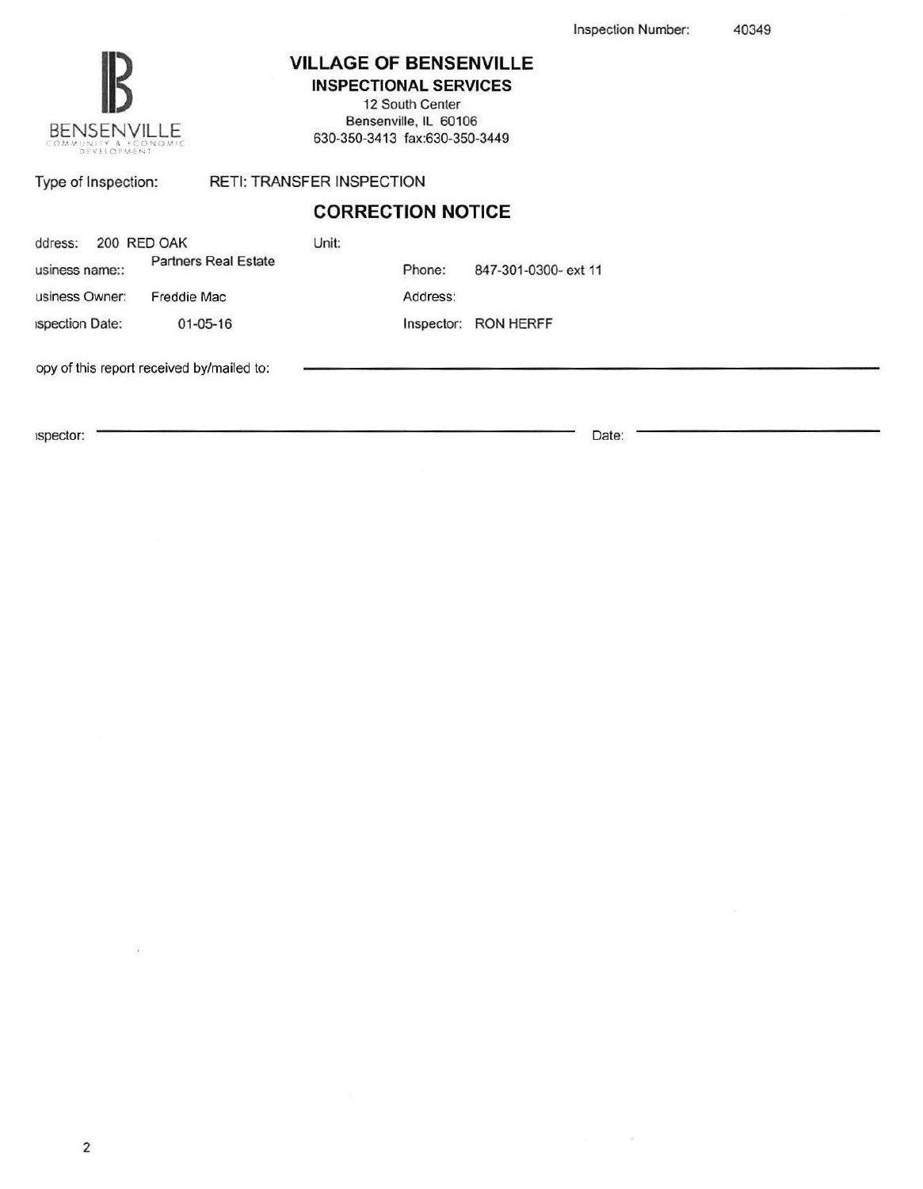Inspection Number: 40349

BENSENVILLE
COMMUNITY & ECONOMIC DEVELOPMENT

# VILLAGE OF BENSENVILLE

## INSPECTIONAL SERVICES

12 South Center
Bensenville, IL 60106
630-350-3413 fax:630-350-3449

Type of Inspection: RETI: TRANSFER INSPECTION

## CORRECTION NOTICE

ddress: 200 RED OAK

Unit:

usiness name:: Partners Real Estate

Phone: 847-301-0300- ext 11

usiness Owner: Freddie Mac

Address:

ıspection Date: 01-05-16

Inspector: RON HERFF

opy of this report received by/mailed to: \_\_\_\_\_\_\_\_\_\_\_\_\_\_\_\_\_\_\_\_\_\_\_\_\_\_\_\_\_\_\_\_\_\_\_\_\_\_\_\_

ıspector: \_\_\_\_\_\_\_\_\_\_\_\_\_\_\_\_\_\_\_\_\_\_\_\_\_\_\_\_\_\_\_\_\_\_\_\_ Date: \_\_\_\_\_\_\_\_\_\_\_\_\_\_\_\_\_\_\_\_